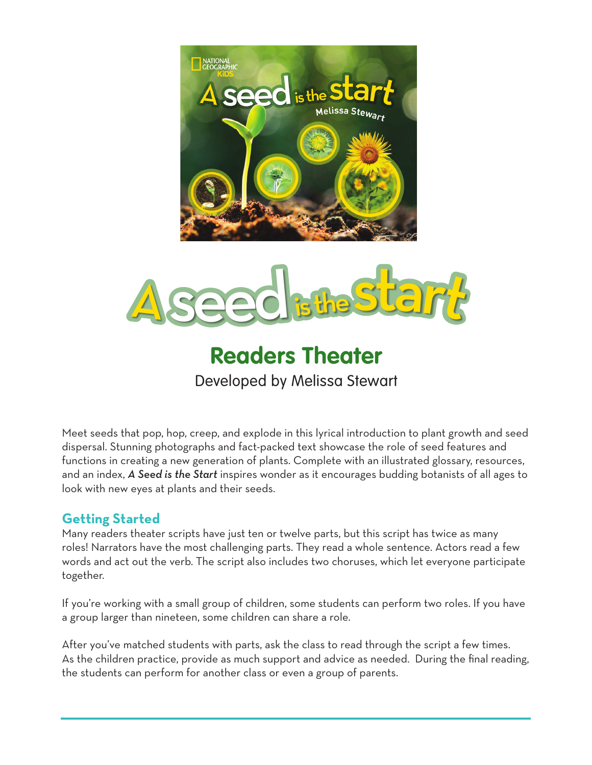# A Seed is the Start

## Readers Theater

Developed by Melissa Stewart

Meet seeds that pop, hop, creep, and explode in this lyrical introduction to plant growth and seed dispersal. Stunning photographs and fact-packed text showcase the role of seed features and functions in creating a new generation of plants. Complete with an illustrated glossary, resources, and an index, ***A Seed is the Start*** inspires wonder as it encourages budding botanists of all ages to look with new eyes at plants and their seeds.

### Getting Started

Many readers theater scripts have just ten or twelve parts, but this script has twice as many roles! Narrators have the most challenging parts. They read a whole sentence. Actors read a few words and act out the verb. The script also includes two choruses, which let everyone participate together.

If you're working with a small group of children, some students can perform two roles. If you have a group larger than nineteen, some children can share a role.

After you've matched students with parts, ask the class to read through the script a few times. As the children practice, provide as much support and advice as needed. During the final reading, the students can perform for another class or even a group of parents.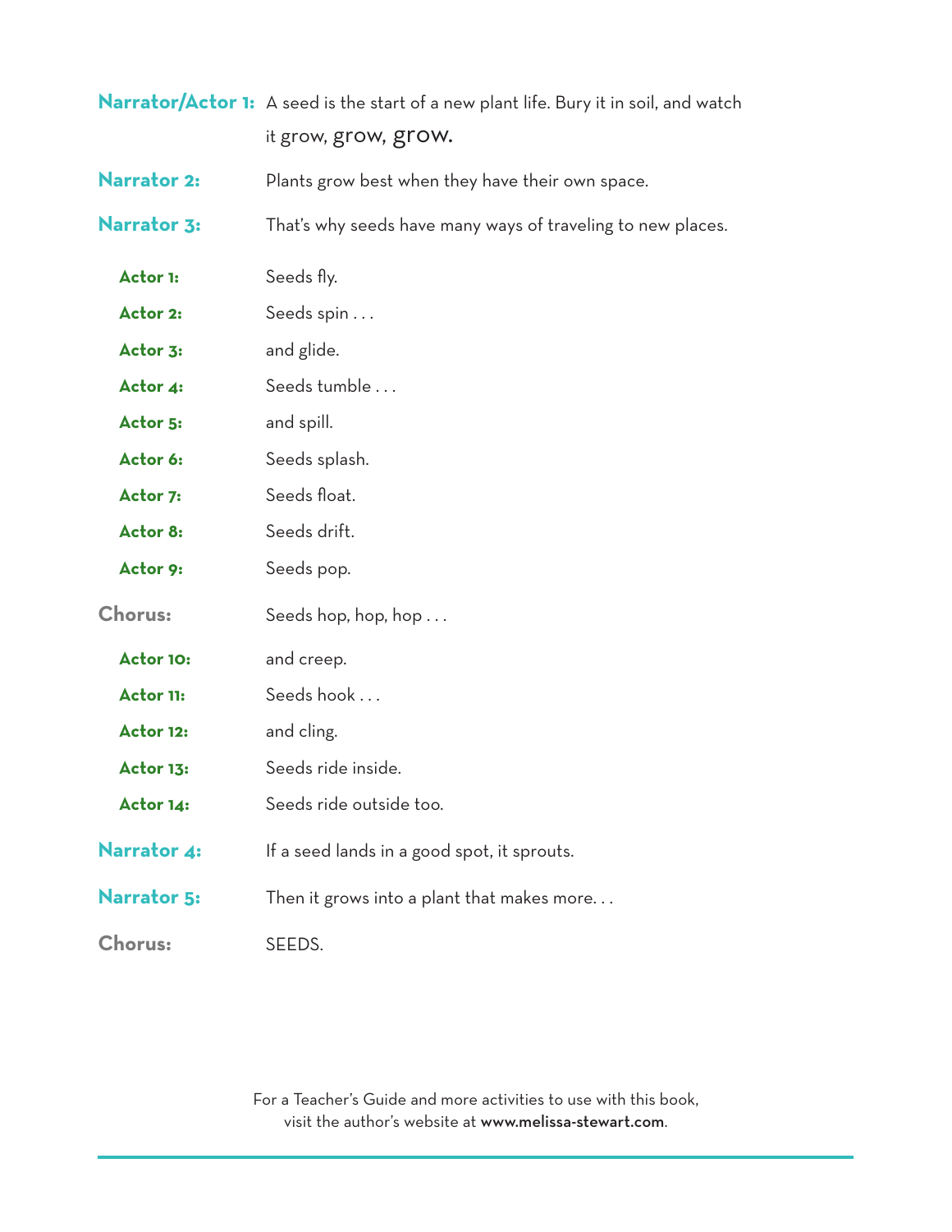**Narrator/Actor 1:** A seed is the start of a new plant life. Bury it in soil, and watch it grow, grow, grow.

**Narrator 2:** Plants grow best when they have their own space.

**Narrator 3:** That's why seeds have many ways of traveling to new places.

**Actor 1:** Seeds fly.

**Actor 2:** Seeds spin . . .

**Actor 3:** and glide.

**Actor 4:** Seeds tumble . . .

**Actor 5:** and spill.

**Actor 6:** Seeds splash.

**Actor 7:** Seeds float.

**Actor 8:** Seeds drift.

**Actor 9:** Seeds pop.

**Chorus:** Seeds hop, hop, hop . . .

**Actor 10:** and creep.

**Actor 11:** Seeds hook . . .

**Actor 12:** and cling.

**Actor 13:** Seeds ride inside.

**Actor 14:** Seeds ride outside too.

**Narrator 4:** If a seed lands in a good spot, it sprouts.

**Narrator 5:** Then it grows into a plant that makes more. . .

**Chorus:** SEEDS.

For a Teacher's Guide and more activities to use with this book, visit the author's website at **www.melissa-stewart.com**.